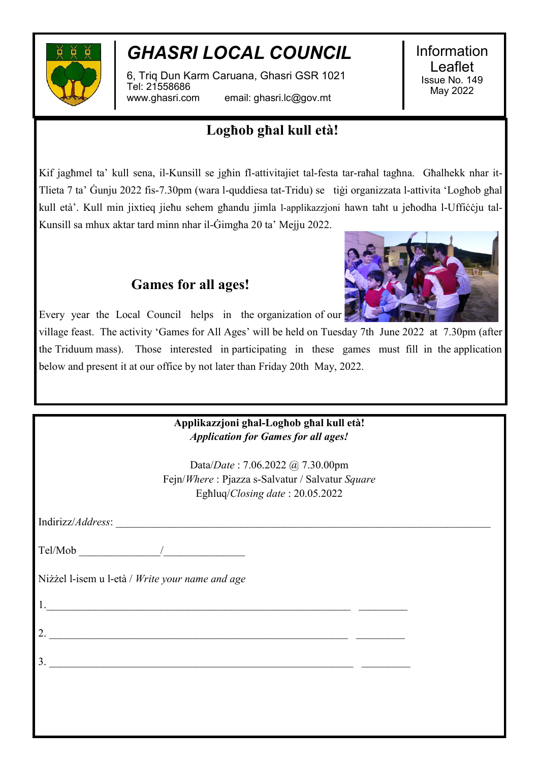# GHASRI LOCAL COUNCIL

6, Triq Dun Karm Caruana, Ghasri GSR 1021
Tel: 21558686
www.ghasri.com email: ghasri.lc@gov.mt

Information Leaflet
Issue No. 149
May 2022

## Logħob għal kull età!

Kif jagħmel ta' kull sena, il-Kunsill se jgħin fl-attivitajiet tal-festa tar-raħal tagħna. Għalhekk nhar it-Tlieta 7 ta' Ġunju 2022 fis-7.30pm (wara l-quddiesa tat-Tridu) se tiġi organizzata l-attivita 'Logħob għal kull età'. Kull min jixtieq jieħu sehem għandu jimla l-applikazzjoni hawn taħt u jeħodha l-Uffiċċju tal-Kunsill sa mhux aktar tard minn nhar il-Ġimgħa 20 ta' Mejju 2022.

## Games for all ages!

Every year the Local Council helps in the organization of our village feast. The activity 'Games for All Ages' will be held on Tuesday 7th June 2022 at 7.30pm (after the Triduum mass). Those interested in participating in these games must fill in the application below and present it at our office by not later than Friday 20th May, 2022.

**Applikazzjoni għal-Logħob għal kull età!**
***Application for Games for all ages!***

Data/*Date* : 7.06.2022 @ 7.30.00pm
Fejn/*Where* : Pjazza s-Salvatur / Salvatur *Square*
Egħluq/*Closing date* : 20.05.2022

Indirizz/*Address*: ____________________________________________

Tel/Mob _______________/_______________

Niżżel l-isem u l-età / *Write your name and age*

1.____________________________________________ _________

2. ____________________________________________ _________

3. ____________________________________________ _________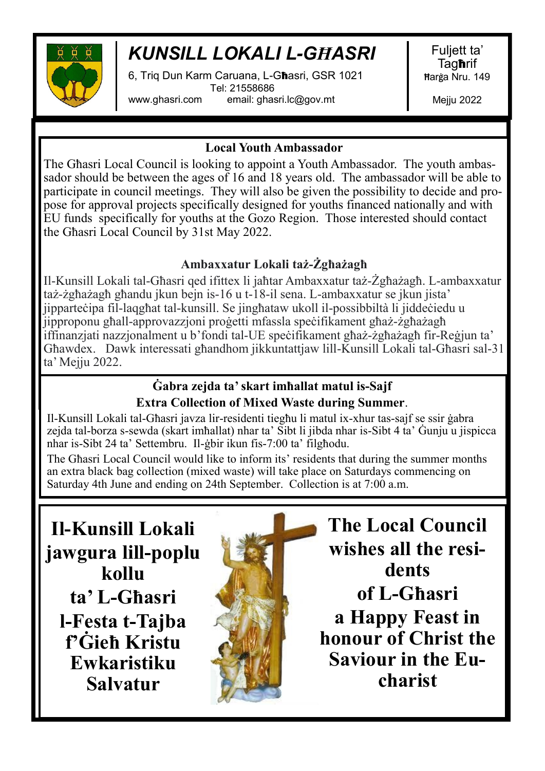# KUNSILL LOKALI L-GĦASRI

6, Triq Dun Karm Caruana, L-Għasri, GSR 1021
Tel: 21558686
www.ghasri.com email: ghasri.lc@gov.mt

Fuljett ta' Tagħrif
Ħarġa Nru. 149

Mejju 2022

### Local Youth Ambassador

The Għasri Local Council is looking to appoint a Youth Ambassador. The youth ambassador should be between the ages of 16 and 18 years old. The ambassador will be able to participate in council meetings. They will also be given the possibility to decide and propose for approval projects specifically designed for youths financed nationally and with EU funds specifically for youths at the Gozo Region. Those interested should contact the Għasri Local Council by 31st May 2022.

### Ambaxxatur Lokali taż-Żgħażagħ

Il-Kunsill Lokali tal-Għasri qed ifittex li jaħtar Ambaxxatur taż-Żgħażagħ. L-ambaxxatur taż-żgħażagħ għandu jkun bejn is-16 u t-18-il sena. L-ambaxxatur se jkun jista' jipparteċipa fil-laqgħat tal-kunsill. Se jingħataw ukoll il-possibbiltà li jiddeċiedu u jipproponu għall-approvazzjoni proġetti mfassla speċifikament għaż-żgħażagħ iffinanzjati nazzjonalment u b'fondi tal-UE speċifikament għaż-żgħażagħ fir-Reġjun ta' Għawdex. Dawk interessati għandhom jikkuntattjaw lill-Kunsill Lokali tal-Għasri sal-31 ta' Mejju 2022.

### Ġabra zejda ta' skart imħallat matul is-Sajf
### Extra Collection of Mixed Waste during Summer.

Il-Kunsill Lokali tal-Għasri javza lir-residenti tiegħu li matul ix-xhur tas-sajf se ssir ġabra zejda tal-borza s-sewda (skart imħallat) nhar ta' Sibt li jibda nhar is-Sibt 4 ta' Ġunju u jispicca nhar is-Sibt 24 ta' Settembru. Il-ġbir ikun fis-7:00 ta' filgħodu.

The Għasri Local Council would like to inform its' residents that during the summer months an extra black bag collection (mixed waste) will take place on Saturdays commencing on Saturday 4th June and ending on 24th September. Collection is at 7:00 a.m.

**Il-Kunsill Lokali jawgura lill-poplu kollu ta' L-Għasri l-Festa t-Tajba f'Ġieħ Kristu Ewkaristiku Salvatur**

**The Local Council wishes all the residents of L-Għasri a Happy Feast in honour of Christ the Saviour in the Eucharist**